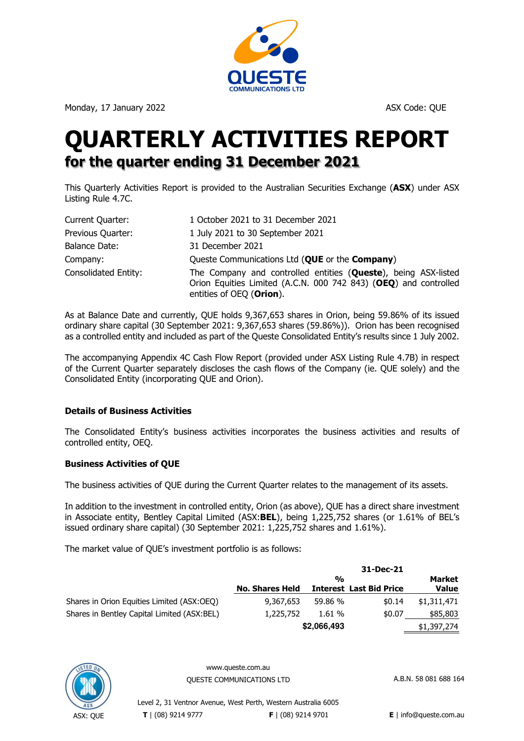Monday, 17 January 2022

ASX Code: QUE

# QUARTERLY ACTIVITIES REPORT

## for the quarter ending 31 December 2021

This Quarterly Activities Report is provided to the Australian Securities Exchange (**ASX**) under ASX Listing Rule 4.7C.

| | |
|---|---|
| Current Quarter: | 1 October 2021 to 31 December 2021 |
| Previous Quarter: | 1 July 2021 to 30 September 2021 |
| Balance Date: | 31 December 2021 |
| Company: | Queste Communications Ltd (**QUE** or the **Company**) |
| Consolidated Entity: | The Company and controlled entities (**Queste**), being ASX-listed Orion Equities Limited (A.C.N. 000 742 843) (**OEQ**) and controlled entities of OEQ (**Orion**). |

As at Balance Date and currently, QUE holds 9,367,653 shares in Orion, being 59.86% of its issued ordinary share capital (30 September 2021: 9,367,653 shares (59.86%)). Orion has been recognised as a controlled entity and included as part of the Queste Consolidated Entity's results since 1 July 2002.

The accompanying Appendix 4C Cash Flow Report (provided under ASX Listing Rule 4.7B) in respect of the Current Quarter separately discloses the cash flows of the Company (ie. QUE solely) and the Consolidated Entity (incorporating QUE and Orion).

**Details of Business Activities**

The Consolidated Entity's business activities incorporates the business activities and results of controlled entity, OEQ.

**Business Activities of QUE**

The business activities of QUE during the Current Quarter relates to the management of its assets.

In addition to the investment in controlled entity, Orion (as above), QUE has a direct share investment in Associate entity, Bentley Capital Limited (ASX:**BEL**), being 1,225,752 shares (or 1.61% of BEL's issued ordinary share capital) (30 September 2021: 1,225,752 shares and 1.61%).

The market value of QUE's investment portfolio is as follows:

| | | | 31-Dec-21 | |
|---|---|---|---|---|
| | **No. Shares Held** | **% Interest** | **Last Bid Price** | **Market Value** |
| Shares in Orion Equities Limited (ASX:OEQ) | 9,367,653 | 59.86 % | $0.14 | $1,311,471 |
| Shares in Bentley Capital Limited (ASX:BEL) | 1,225,752 | 1.61 % | $0.07 | $85,803 |
| | | **$2,066,493** | | $1,397,274 |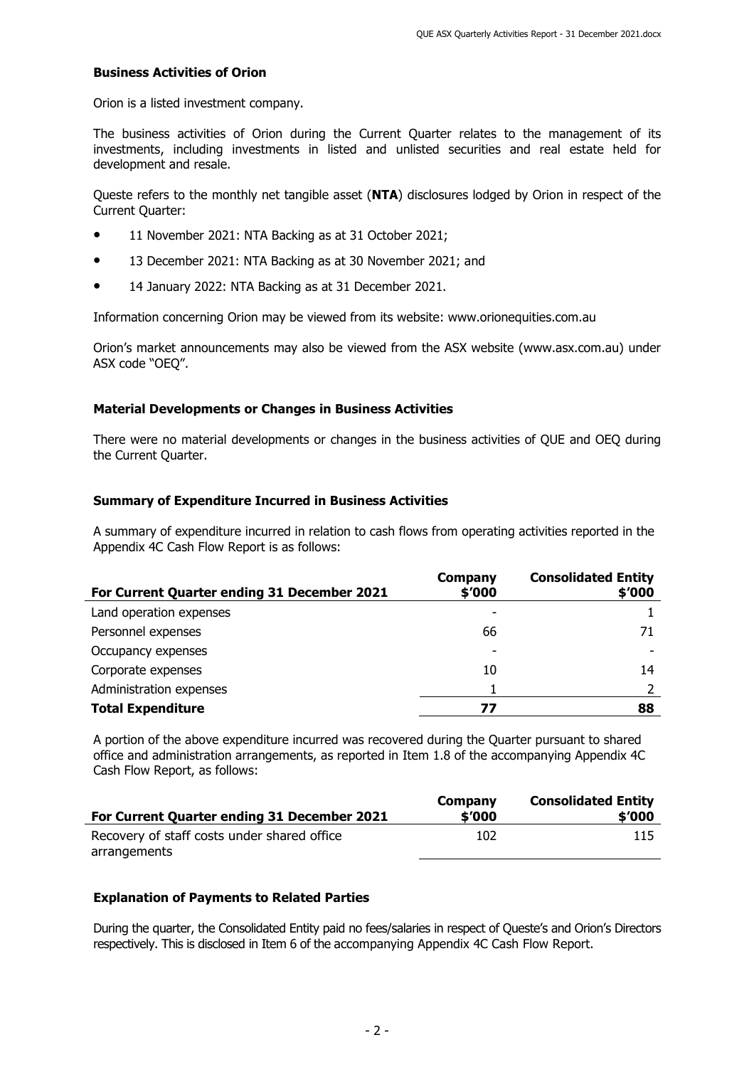### Business Activities of Orion

Orion is a listed investment company.

The business activities of Orion during the Current Quarter relates to the management of its investments, including investments in listed and unlisted securities and real estate held for development and resale.

Queste refers to the monthly net tangible asset (**NTA**) disclosures lodged by Orion in respect of the Current Quarter:

- 11 November 2021: NTA Backing as at 31 October 2021;
- 13 December 2021: NTA Backing as at 30 November 2021; and
- 14 January 2022: NTA Backing as at 31 December 2021.

Information concerning Orion may be viewed from its website: www.orionequities.com.au

Orion's market announcements may also be viewed from the ASX website (www.asx.com.au) under ASX code "OEQ".

### Material Developments or Changes in Business Activities

There were no material developments or changes in the business activities of QUE and OEQ during the Current Quarter.

### Summary of Expenditure Incurred in Business Activities

A summary of expenditure incurred in relation to cash flows from operating activities reported in the Appendix 4C Cash Flow Report is as follows:

| For Current Quarter ending 31 December 2021 | Company $'000 | Consolidated Entity $'000 |
|---|---|---|
| Land operation expenses | - | 1 |
| Personnel expenses | 66 | 71 |
| Occupancy expenses | - | - |
| Corporate expenses | 10 | 14 |
| Administration expenses | 1 | 2 |
| **Total Expenditure** | **77** | **88** |

A portion of the above expenditure incurred was recovered during the Quarter pursuant to shared office and administration arrangements, as reported in Item 1.8 of the accompanying Appendix 4C Cash Flow Report, as follows:

| For Current Quarter ending 31 December 2021 | Company $'000 | Consolidated Entity $'000 |
|---|---|---|
| Recovery of staff costs under shared office arrangements | 102 | 115 |

### Explanation of Payments to Related Parties

During the quarter, the Consolidated Entity paid no fees/salaries in respect of Queste's and Orion's Directors respectively. This is disclosed in Item 6 of the accompanying Appendix 4C Cash Flow Report.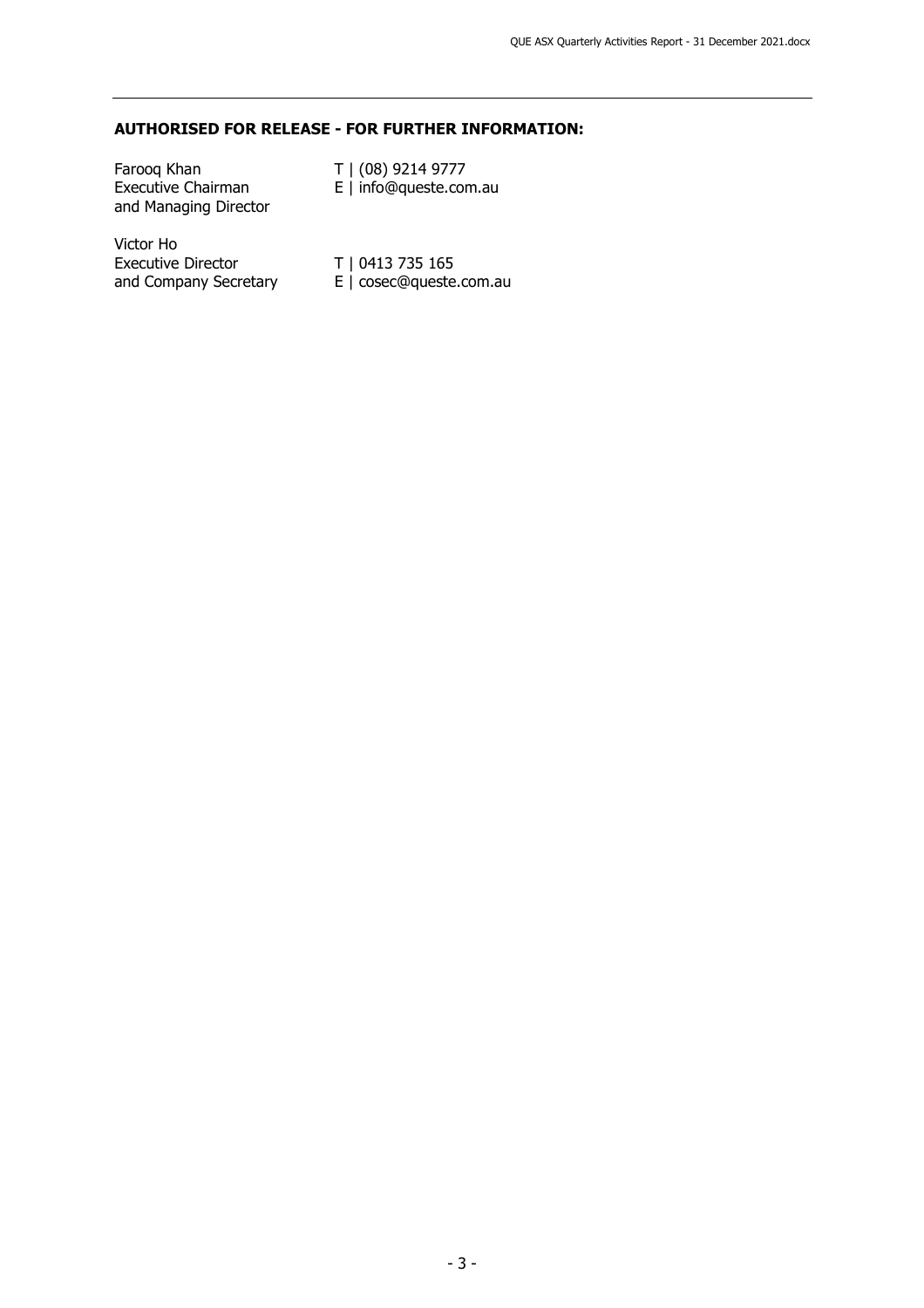**AUTHORISED FOR RELEASE - FOR FURTHER INFORMATION:**

| | |
|---|---|
| Farooq Khan<br>Executive Chairman<br>and Managing Director | T \| (08) 9214 9777<br>E \| info@queste.com.au |
| Victor Ho<br>Executive Director<br>and Company Secretary | T \| 0413 735 165<br>E \| cosec@queste.com.au |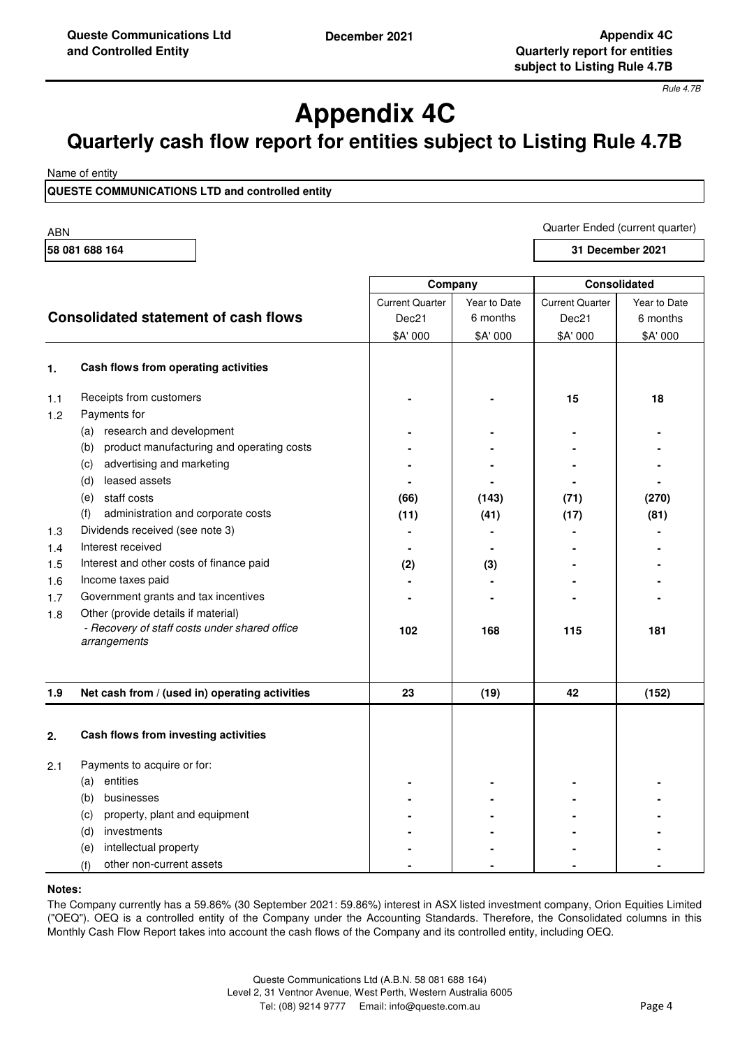Rule 4.7B

# Appendix 4C

## Quarterly cash flow report for entities subject to Listing Rule 4.7B

Name of entity

**QUESTE COMMUNICATIONS LTD and controlled entity**

| ABN | Quarter Ended (current quarter) |
|---|---|
| **58 081 688 164** | **31 December 2021** |

| | **Consolidated statement of cash flows** | Company – Current Quarter Dec21 $A' 000 | Company – Year to Date 6 months $A' 000 | Consolidated – Current Quarter Dec21 $A' 000 | Consolidated – Year to Date 6 months $A' 000 |
|---|---|---|---|---|---|
| **1.** | **Cash flows from operating activities** | | | | |
| 1.1 | Receipts from customers | - | - | 15 | 18 |
| 1.2 | Payments for | | | | |
| | (a) research and development | - | - | - | - |
| | (b) product manufacturing and operating costs | - | - | - | - |
| | (c) advertising and marketing | - | - | - | - |
| | (d) leased assets | - | - | - | - |
| | (e) staff costs | (66) | (143) | (71) | (270) |
| | (f) administration and corporate costs | (11) | (41) | (17) | (81) |
| 1.3 | Dividends received (see note 3) | - | - | - | - |
| 1.4 | Interest received | - | - | - | - |
| 1.5 | Interest and other costs of finance paid | (2) | (3) | - | - |
| 1.6 | Income taxes paid | - | - | - | - |
| 1.7 | Government grants and tax incentives | - | - | - | - |
| 1.8 | Other (provide details if material)<br>*- Recovery of staff costs under shared office arrangements* | 102 | 168 | 115 | 181 |
| **1.9** | **Net cash from / (used in) operating activities** | **23** | **(19)** | **42** | **(152)** |
| **2.** | **Cash flows from investing activities** | | | | |
| 2.1 | Payments to acquire or for: | | | | |
| | (a) entities | - | - | - | - |
| | (b) businesses | - | - | - | - |
| | (c) property, plant and equipment | - | - | - | - |
| | (d) investments | - | - | - | - |
| | (e) intellectual property | - | - | - | - |
| | (f) other non-current assets | - | - | - | - |

**Notes:**

The Company currently has a 59.86% (30 September 2021: 59.86%) interest in ASX listed investment company, Orion Equities Limited ("OEQ"). OEQ is a controlled entity of the Company under the Accounting Standards. Therefore, the Consolidated columns in this Monthly Cash Flow Report takes into account the cash flows of the Company and its controlled entity, including OEQ.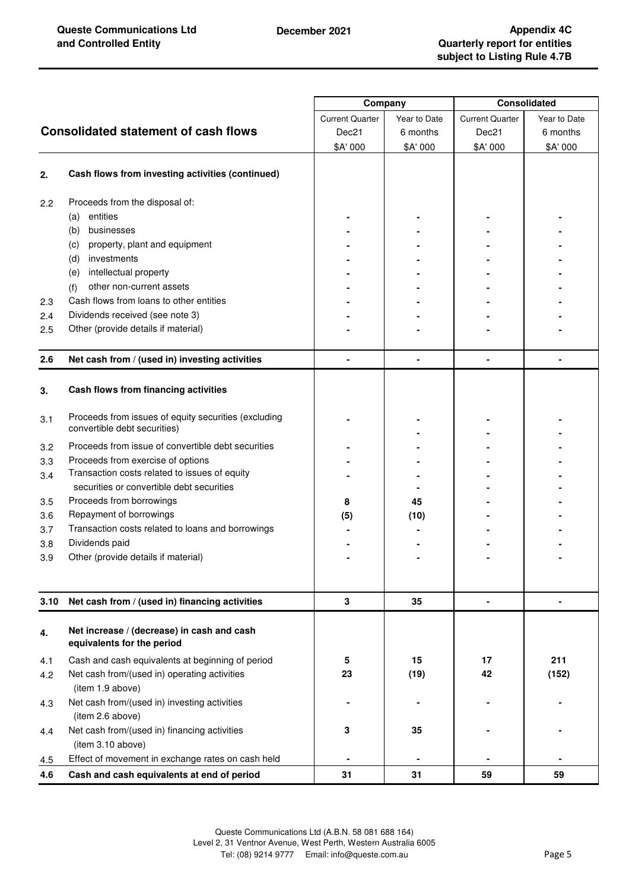| Consolidated statement of cash flows | | Company | | Consolidated | |
|---|---|---|---|---|---|
| | | Current Quarter Dec21 $A' 000 | Year to Date 6 months $A' 000 | Current Quarter Dec21 $A' 000 | Year to Date 6 months $A' 000 |
| **2.** | **Cash flows from investing activities (continued)** | | | | |
| 2.2 | Proceeds from the disposal of: | | | | |
| | (a) entities | - | - | - | - |
| | (b) businesses | - | - | - | - |
| | (c) property, plant and equipment | - | - | - | - |
| | (d) investments | - | - | - | - |
| | (e) intellectual property | - | - | - | - |
| | (f) other non-current assets | - | - | - | - |
| 2.3 | Cash flows from loans to other entities | - | - | - | - |
| 2.4 | Dividends received (see note 3) | - | - | - | - |
| 2.5 | Other (provide details if material) | - | - | - | - |
| **2.6** | **Net cash from / (used in) investing activities** | **-** | **-** | **-** | **-** |
| **3.** | **Cash flows from financing activities** | | | | |
| 3.1 | Proceeds from issues of equity securities (excluding convertible debt securities) | - | - | - | - |
| 3.2 | Proceeds from issue of convertible debt securities | - | - | - | - |
| 3.3 | Proceeds from exercise of options | - | - | - | - |
| 3.4 | Transaction costs related to issues of equity securities or convertible debt securities | - | - | - | - |
| 3.5 | Proceeds from borrowings | **8** | **45** | - | - |
| 3.6 | Repayment of borrowings | **(5)** | **(10)** | - | - |
| 3.7 | Transaction costs related to loans and borrowings | - | - | - | - |
| 3.8 | Dividends paid | - | - | - | - |
| 3.9 | Other (provide details if material) | - | - | - | - |
| **3.10** | **Net cash from / (used in) financing activities** | **3** | **35** | **-** | **-** |
| **4.** | **Net increase / (decrease) in cash and cash equivalents for the period** | | | | |
| 4.1 | Cash and cash equivalents at beginning of period | **5** | **15** | **17** | **211** |
| 4.2 | Net cash from/(used in) operating activities (item 1.9 above) | **23** | **(19)** | **42** | **(152)** |
| 4.3 | Net cash from/(used in) investing activities (item 2.6 above) | - | - | - | - |
| 4.4 | Net cash from/(used in) financing activities (item 3.10 above) | **3** | **35** | - | - |
| 4.5 | Effect of movement in exchange rates on cash held | - | - | - | - |
| **4.6** | **Cash and cash equivalents at end of period** | **31** | **31** | **59** | **59** |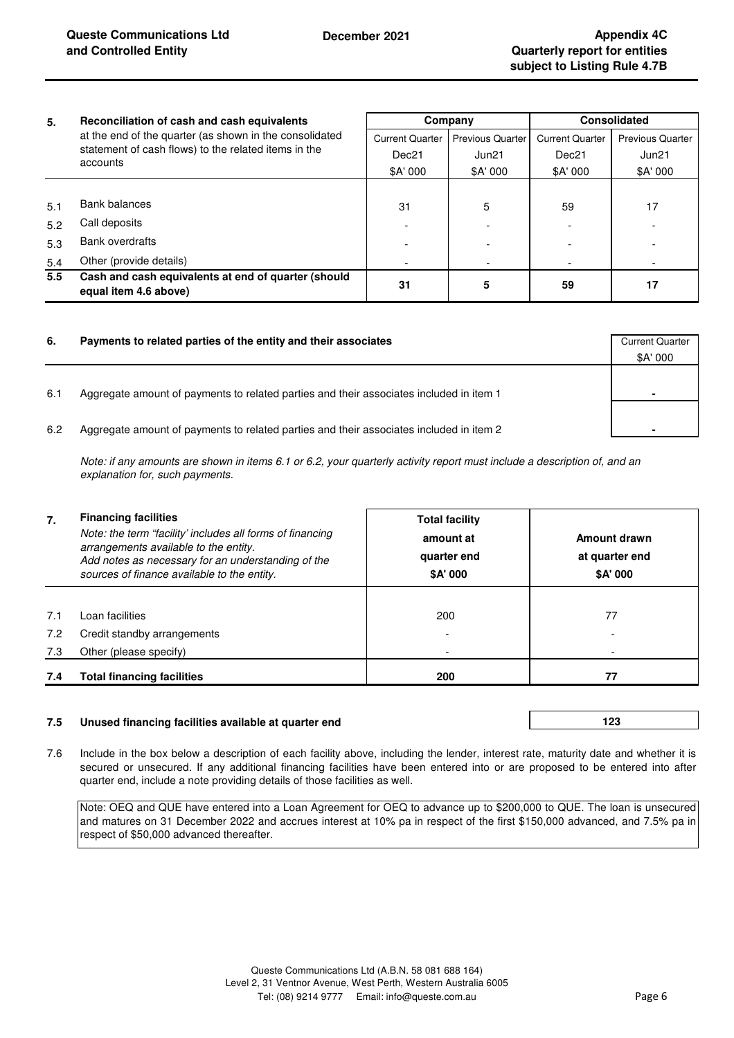| 5. | Reconciliation of cash and cash equivalents at the end of the quarter (as shown in the consolidated statement of cash flows) to the related items in the accounts | Company | | Consolidated | |
|---|---|---|---|---|---|
| | | Current Quarter Dec21 $A' 000 | Previous Quarter Jun21 $A' 000 | Current Quarter Dec21 $A' 000 | Previous Quarter Jun21 $A' 000 |
| 5.1 | Bank balances | 31 | 5 | 59 | 17 |
| 5.2 | Call deposits | - | - | - | - |
| 5.3 | Bank overdrafts | - | - | - | - |
| 5.4 | Other (provide details) | - | - | - | - |
| **5.5** | **Cash and cash equivalents at end of quarter (should equal item 4.6 above)** | **31** | **5** | **59** | **17** |

| 6. | Payments to related parties of the entity and their associates | Current Quarter $A' 000 |
|---|---|---|
| 6.1 | Aggregate amount of payments to related parties and their associates included in item 1 | **-** |
| 6.2 | Aggregate amount of payments to related parties and their associates included in item 2 | **-** |

*Note: if any amounts are shown in items 6.1 or 6.2, your quarterly activity report must include a description of, and an explanation for, such payments.*

| 7. | **Financing facilities** *Note: the term "facility' includes all forms of financing arrangements available to the entity. Add notes as necessary for an understanding of the sources of finance available to the entity.* | **Total facility amount at quarter end $A' 000** | **Amount drawn at quarter end $A' 000** |
|---|---|---|---|
| 7.1 | Loan facilities | 200 | 77 |
| 7.2 | Credit standby arrangements | - | - |
| 7.3 | Other (please specify) | - | - |
| **7.4** | **Total financing facilities** | **200** | **77** |

| | | |
|---|---|---|
| **7.5** | **Unused financing facilities available at quarter end** | **123** |

7.6 Include in the box below a description of each facility above, including the lender, interest rate, maturity date and whether it is secured or unsecured. If any additional financing facilities have been entered into or are proposed to be entered into after quarter end, include a note providing details of those facilities as well.

Note: OEQ and QUE have entered into a Loan Agreement for OEQ to advance up to $200,000 to QUE. The loan is unsecured and matures on 31 December 2022 and accrues interest at 10% pa in respect of the first $150,000 advanced, and 7.5% pa in respect of $50,000 advanced thereafter.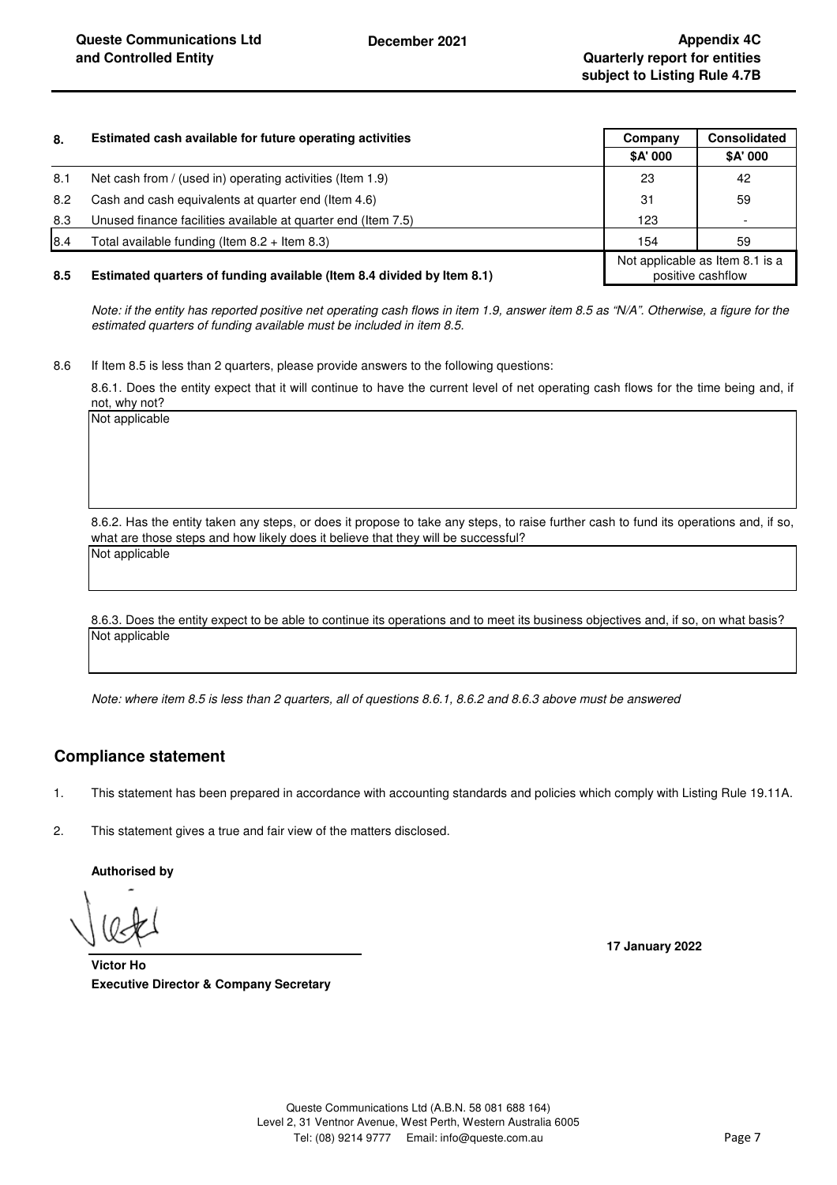| 8. | Estimated cash available for future operating activities | Company | Consolidated |
|---|---|---|---|
| | | $A' 000 | $A' 000 |
| 8.1 | Net cash from / (used in) operating activities (Item 1.9) | 23 | 42 |
| 8.2 | Cash and cash equivalents at quarter end (Item 4.6) | 31 | 59 |
| 8.3 | Unused finance facilities available at quarter end (Item 7.5) | 123 | - |
| 8.4 | Total available funding (Item 8.2 + Item 8.3) | 154 | 59 |
| **8.5** | **Estimated quarters of funding available (Item 8.4 divided by Item 8.1)** | Not applicable as Item 8.1 is a positive cashflow | |

*Note: if the entity has reported positive net operating cash flows in item 1.9, answer item 8.5 as "N/A". Otherwise, a figure for the estimated quarters of funding available must be included in item 8.5.*

8.6 If Item 8.5 is less than 2 quarters, please provide answers to the following questions:

8.6.1. Does the entity expect that it will continue to have the current level of net operating cash flows for the time being and, if not, why not?

Not applicable

8.6.2. Has the entity taken any steps, or does it propose to take any steps, to raise further cash to fund its operations and, if so, what are those steps and how likely does it believe that they will be successful?

Not applicable

8.6.3. Does the entity expect to be able to continue its operations and to meet its business objectives and, if so, on what basis?

Not applicable

*Note: where item 8.5 is less than 2 quarters, all of questions 8.6.1, 8.6.2 and 8.6.3 above must be answered*

## Compliance statement

1. This statement has been prepared in accordance with accounting standards and policies which comply with Listing Rule 19.11A.

2. This statement gives a true and fair view of the matters disclosed.

**Authorised by**

**17 January 2022**

**Victor Ho**
**Executive Director & Company Secretary**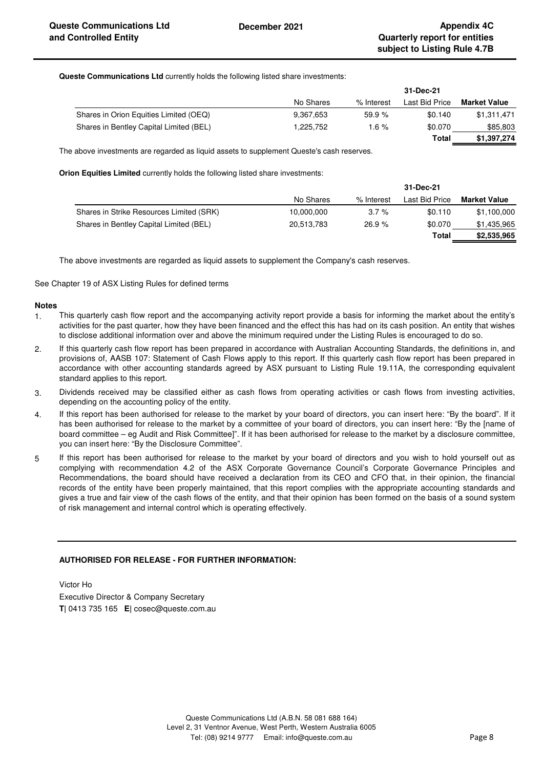**Queste Communications Ltd** currently holds the following listed share investments:

| | No Shares | % Interest | 31-Dec-21 Last Bid Price | Market Value |
|---|---|---|---|---|
| Shares in Orion Equities Limited (OEQ) | 9,367,653 | 59.9 % | $0.140 | $1,311,471 |
| Shares in Bentley Capital Limited (BEL) | 1,225,752 | 1.6 % | $0.070 | $85,803 |
| | | | **Total** | **$1,397,274** |

The above investments are regarded as liquid assets to supplement Queste's cash reserves.

**Orion Equities Limited** currently holds the following listed share investments:

| | No Shares | % Interest | 31-Dec-21 Last Bid Price | Market Value |
|---|---|---|---|---|
| Shares in Strike Resources Limited (SRK) | 10,000,000 | 3.7 % | $0.110 | $1,100,000 |
| Shares in Bentley Capital Limited (BEL) | 20,513,783 | 26.9 % | $0.070 | $1,435,965 |
| | | | **Total** | **$2,535,965** |

The above investments are regarded as liquid assets to supplement the Company's cash reserves.

See Chapter 19 of ASX Listing Rules for defined terms

**Notes**

1. This quarterly cash flow report and the accompanying activity report provide a basis for informing the market about the entity's activities for the past quarter, how they have been financed and the effect this has had on its cash position. An entity that wishes to disclose additional information over and above the minimum required under the Listing Rules is encouraged to do so.
2. If this quarterly cash flow report has been prepared in accordance with Australian Accounting Standards, the definitions in, and provisions of, AASB 107: Statement of Cash Flows apply to this report. If this quarterly cash flow report has been prepared in accordance with other accounting standards agreed by ASX pursuant to Listing Rule 19.11A, the corresponding equivalent standard applies to this report.
3. Dividends received may be classified either as cash flows from operating activities or cash flows from investing activities, depending on the accounting policy of the entity.
4. If this report has been authorised for release to the market by your board of directors, you can insert here: "By the board". If it has been authorised for release to the market by a committee of your board of directors, you can insert here: "By the [name of board committee – eg Audit and Risk Committee]". If it has been authorised for release to the market by a disclosure committee, you can insert here: "By the Disclosure Committee".
5. If this report has been authorised for release to the market by your board of directors and you wish to hold yourself out as complying with recommendation 4.2 of the ASX Corporate Governance Council's Corporate Governance Principles and Recommendations, the board should have received a declaration from its CEO and CFO that, in their opinion, the financial records of the entity have been properly maintained, that this report complies with the appropriate accounting standards and gives a true and fair view of the cash flows of the entity, and that their opinion has been formed on the basis of a sound system of risk management and internal control which is operating effectively.

---

**AUTHORISED FOR RELEASE - FOR FURTHER INFORMATION:**

Victor Ho
Executive Director & Company Secretary
**T**| 0413 735 165 **E**| cosec@queste.com.au